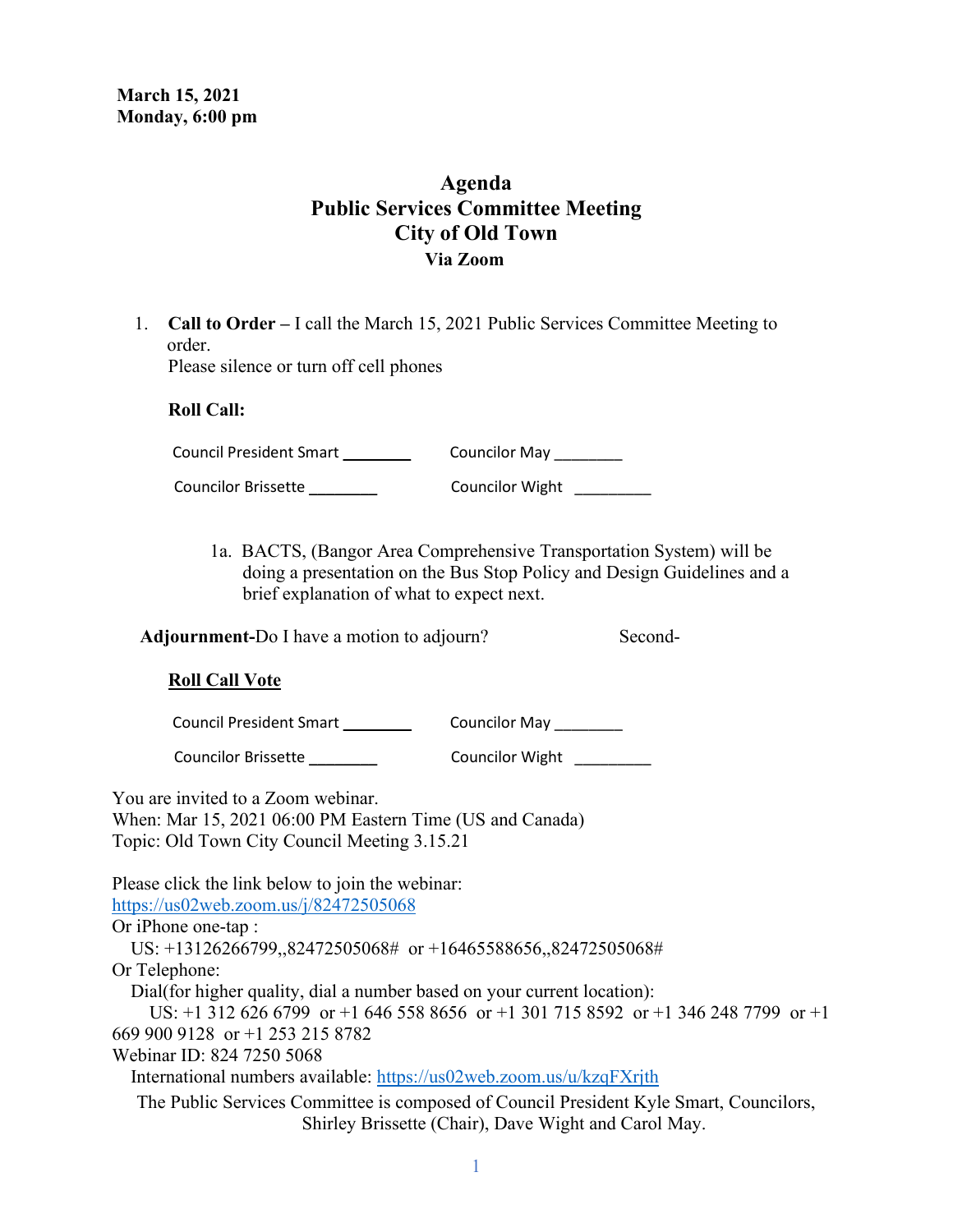**March 15, 2021**
**Monday, 6:00 pm**

# Agenda
## Public Services Committee Meeting
## City of Old Town
### Via Zoom

1. **Call to Order –** I call the March 15, 2021 Public Services Committee Meeting to order.
   Please silence or turn off cell phones

   **Roll Call:**

   | | |
   |---|---|
   | Council President Smart ________ | Councilor May ________ |
   | Councilor Brissette ________ | Councilor Wight ________ |

   1a. BACTS, (Bangor Area Comprehensive Transportation System) will be doing a presentation on the Bus Stop Policy and Design Guidelines and a brief explanation of what to expect next.

**Adjournment-**Do I have a motion to adjourn? Second-

**Roll Call Vote**

| | |
|---|---|
| Council President Smart ________ | Councilor May ________ |
| Councilor Brissette ________ | Councilor Wight ________ |

You are invited to a Zoom webinar.
When: Mar 15, 2021 06:00 PM Eastern Time (US and Canada)
Topic: Old Town City Council Meeting 3.15.21

Please click the link below to join the webinar:
https://us02web.zoom.us/j/82472505068
Or iPhone one-tap :
US: +13126266799,,82472505068# or +16465588656,,82472505068#
Or Telephone:
Dial(for higher quality, dial a number based on your current location):
US: +1 312 626 6799 or +1 646 558 8656 or +1 301 715 8592 or +1 346 248 7799 or +1 669 900 9128 or +1 253 215 8782
Webinar ID: 824 7250 5068
International numbers available: https://us02web.zoom.us/u/kzqFXrjth

The Public Services Committee is composed of Council President Kyle Smart, Councilors, Shirley Brissette (Chair), Dave Wight and Carol May.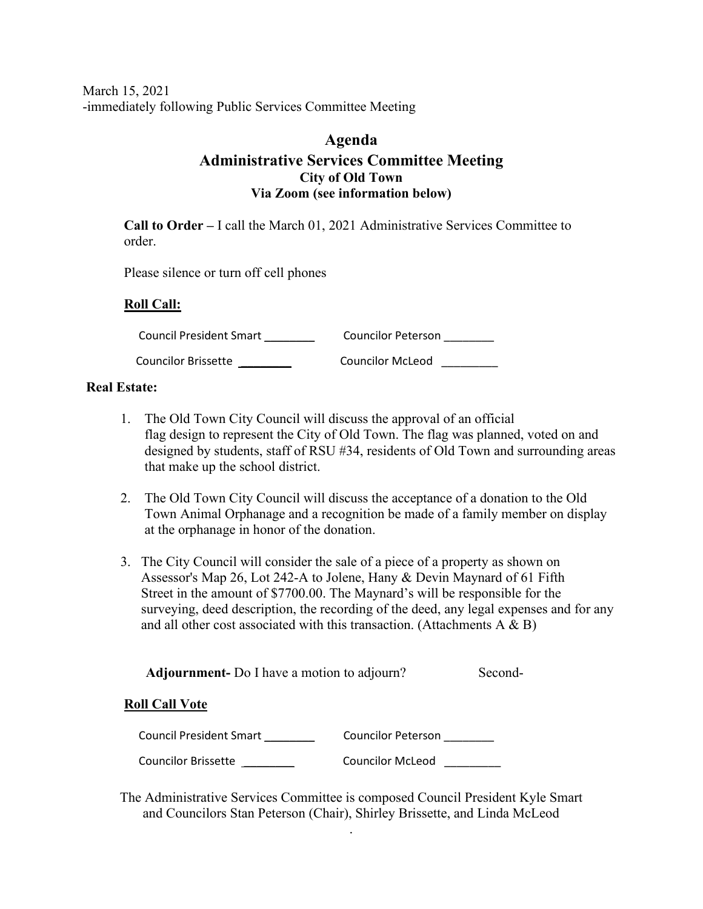March 15, 2021
-immediately following Public Services Committee Meeting

# Agenda
## Administrative Services Committee Meeting
### City of Old Town
### Via Zoom (see information below)

**Call to Order –** I call the March 01, 2021 Administrative Services Committee to order.

Please silence or turn off cell phones

**Roll Call:**

| | |
|---|---|
| Council President Smart ________ | Councilor Peterson ________ |
| Councilor Brissette ________ | Councilor McLeod _________ |

**Real Estate:**

1. The Old Town City Council will discuss the approval of an official flag design to represent the City of Old Town. The flag was planned, voted on and designed by students, staff of RSU #34, residents of Old Town and surrounding areas that make up the school district.

2. The Old Town City Council will discuss the acceptance of a donation to the Old Town Animal Orphanage and a recognition be made of a family member on display at the orphanage in honor of the donation.

3. The City Council will consider the sale of a piece of a property as shown on Assessor's Map 26, Lot 242-A to Jolene, Hany & Devin Maynard of 61 Fifth Street in the amount of $7700.00. The Maynard's will be responsible for the surveying, deed description, the recording of the deed, any legal expenses and for any and all other cost associated with this transaction. (Attachments A & B)

**Adjournment-** Do I have a motion to adjourn? Second-

**Roll Call Vote**

| | |
|---|---|
| Council President Smart ________ | Councilor Peterson ________ |
| Councilor Brissette ________ | Councilor McLeod _________ |

The Administrative Services Committee is composed Council President Kyle Smart and Councilors Stan Peterson (Chair), Shirley Brissette, and Linda McLeod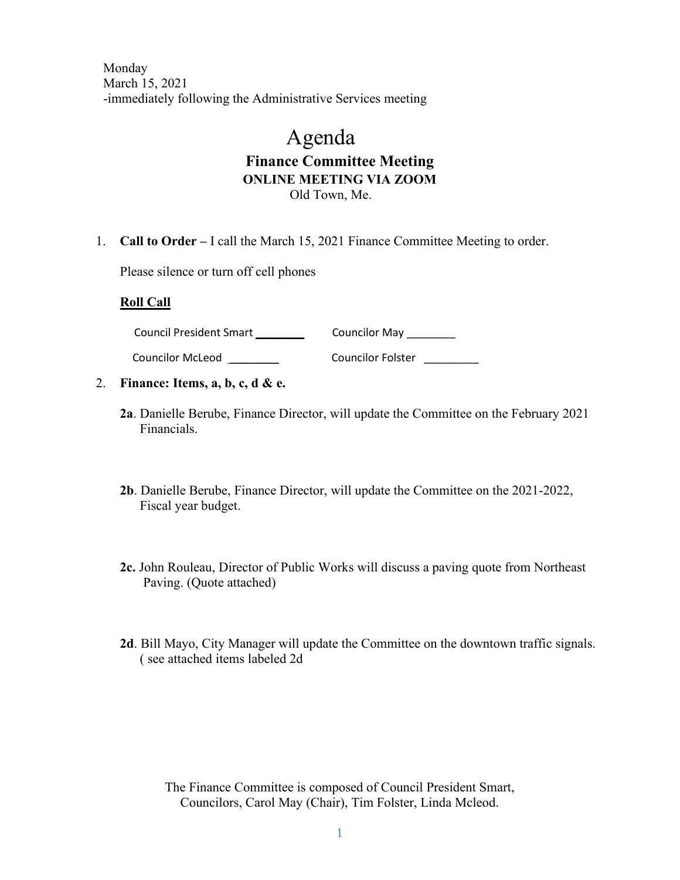Monday
March 15, 2021
-immediately following the Administrative Services meeting

# Agenda

## Finance Committee Meeting

**ONLINE MEETING VIA ZOOM**

Old Town, Me.

1. **Call to Order –** I call the March 15, 2021 Finance Committee Meeting to order.

   Please silence or turn off cell phones

   **Roll Call**

   Council President Smart ________ Councilor May ________

   Councilor McLeod ________ Councilor Folster _________

2. **Finance: Items, a, b, c, d & e.**

   **2a**. Danielle Berube, Finance Director, will update the Committee on the February 2021 Financials.

   **2b**. Danielle Berube, Finance Director, will update the Committee on the 2021-2022, Fiscal year budget.

   **2c.** John Rouleau, Director of Public Works will discuss a paving quote from Northeast Paving. (Quote attached)

   **2d**. Bill Mayo, City Manager will update the Committee on the downtown traffic signals. ( see attached items labeled 2d

The Finance Committee is composed of Council President Smart, Councilors, Carol May (Chair), Tim Folster, Linda Mcleod.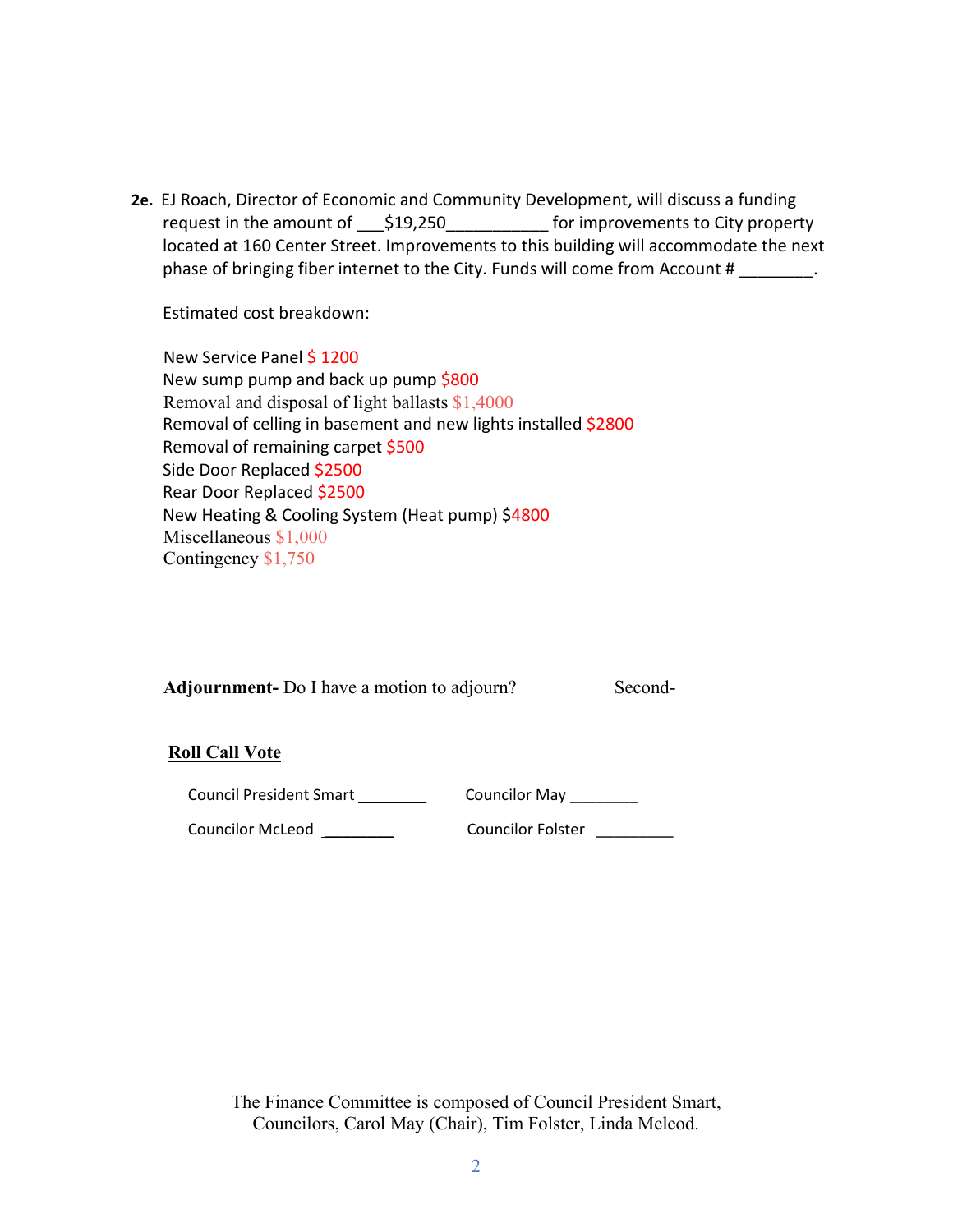**2e.** EJ Roach, Director of Economic and Community Development, will discuss a funding request in the amount of ___$19,250___________ for improvements to City property located at 160 Center Street. Improvements to this building will accommodate the next phase of bringing fiber internet to the City. Funds will come from Account # ________.

Estimated cost breakdown:

New Service Panel $ 1200
New sump pump and back up pump $800
Removal and disposal of light ballasts $1,4000
Removal of celling in basement and new lights installed $2800
Removal of remaining carpet $500
Side Door Replaced $2500
Rear Door Replaced $2500
New Heating & Cooling System (Heat pump) $4800
Miscellaneous $1,000
Contingency $1,750

**Adjournment-** Do I have a motion to adjourn? Second-

**Roll Call Vote**

Council President Smart ________ Councilor May ________

Councilor McLeod ________ Councilor Folster ________

The Finance Committee is composed of Council President Smart, Councilors, Carol May (Chair), Tim Folster, Linda Mcleod.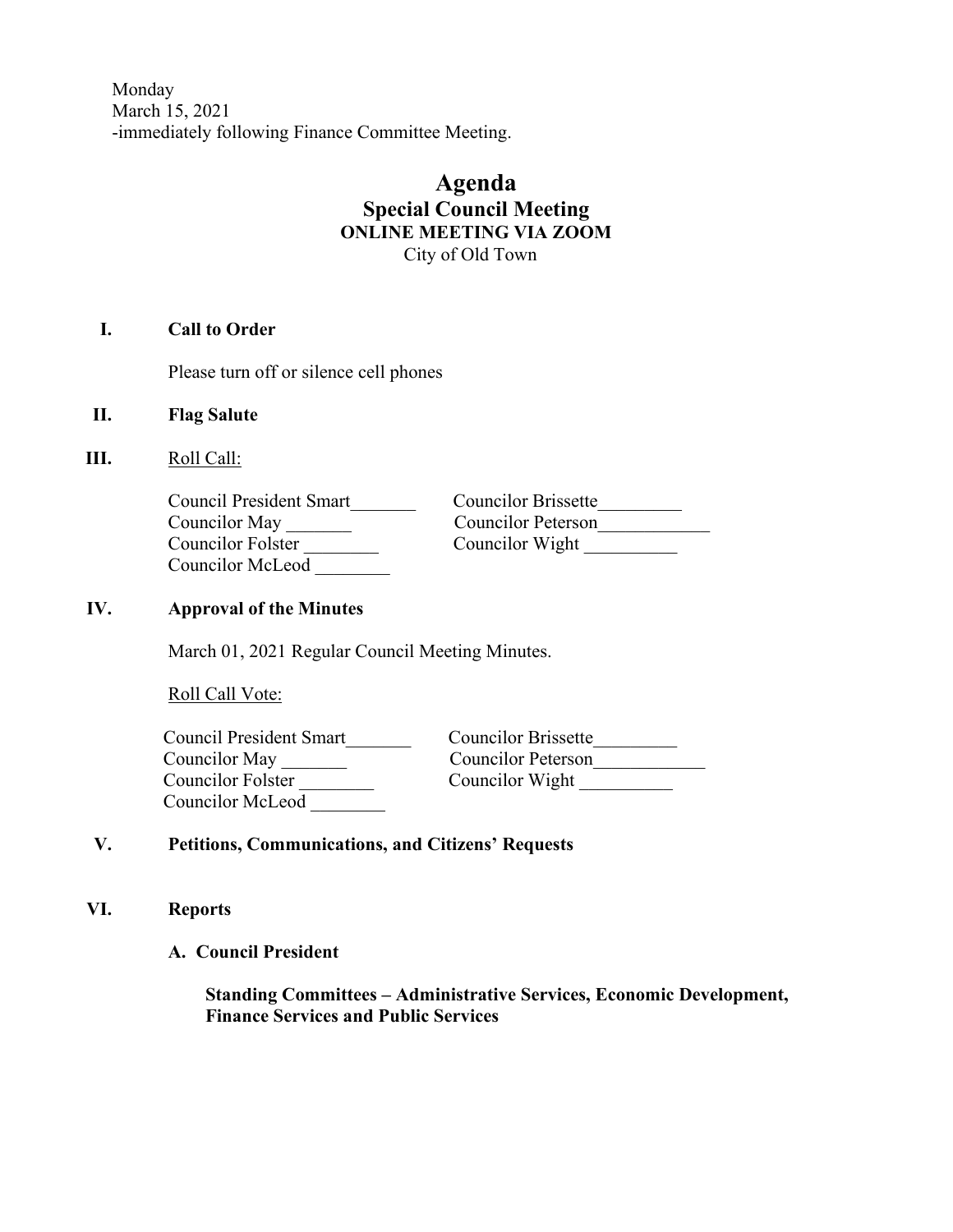Monday
March 15, 2021
-immediately following Finance Committee Meeting.

# Agenda
## Special Council Meeting
### ONLINE MEETING VIA ZOOM
City of Old Town

**I. Call to Order**

Please turn off or silence cell phones

**II. Flag Salute**

**III.** Roll Call:

| | |
|---|---|
| Council President Smart_______ | Councilor Brissette_________ |
| Councilor May _______ | Councilor Peterson____________ |
| Councilor Folster ________ | Councilor Wight __________ |
| Councilor McLeod ________ | |

**IV. Approval of the Minutes**

March 01, 2021 Regular Council Meeting Minutes.

Roll Call Vote:

| | |
|---|---|
| Council President Smart_______ | Councilor Brissette_________ |
| Councilor May _______ | Councilor Peterson____________ |
| Councilor Folster ________ | Councilor Wight __________ |
| Councilor McLeod ________ | |

**V. Petitions, Communications, and Citizens' Requests**

**VI. Reports**

**A. Council President**

**Standing Committees – Administrative Services, Economic Development, Finance Services and Public Services**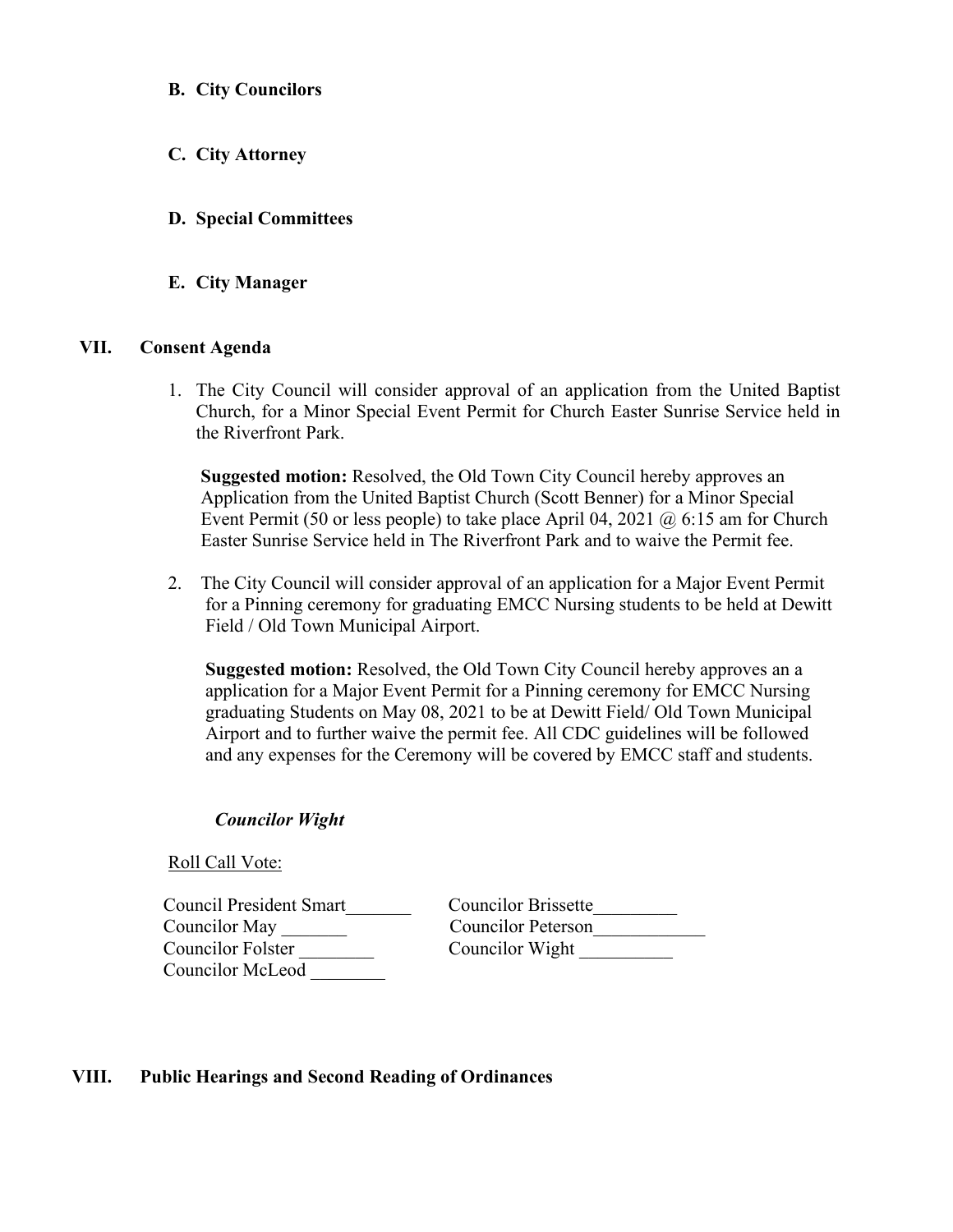**B. City Councilors**

**C. City Attorney**

**D. Special Committees**

**E. City Manager**

## VII. Consent Agenda

1. The City Council will consider approval of an application from the United Baptist Church, for a Minor Special Event Permit for Church Easter Sunrise Service held in the Riverfront Park.

   **Suggested motion:** Resolved, the Old Town City Council hereby approves an Application from the United Baptist Church (Scott Benner) for a Minor Special Event Permit (50 or less people) to take place April 04, 2021 @ 6:15 am for Church Easter Sunrise Service held in The Riverfront Park and to waive the Permit fee.

2. The City Council will consider approval of an application for a Major Event Permit for a Pinning ceremony for graduating EMCC Nursing students to be held at Dewitt Field / Old Town Municipal Airport.

   **Suggested motion:** Resolved, the Old Town City Council hereby approves an a application for a Major Event Permit for a Pinning ceremony for EMCC Nursing graduating Students on May 08, 2021 to be at Dewitt Field/ Old Town Municipal Airport and to further waive the permit fee. All CDC guidelines will be followed and any expenses for the Ceremony will be covered by EMCC staff and students.

***Councilor Wight***

Roll Call Vote:

Council President Smart_______
Councilor May _______
Councilor Folster ________
Councilor McLeod ________
Councilor Brissette_________
Councilor Peterson____________
Councilor Wight __________

## VIII. Public Hearings and Second Reading of Ordinances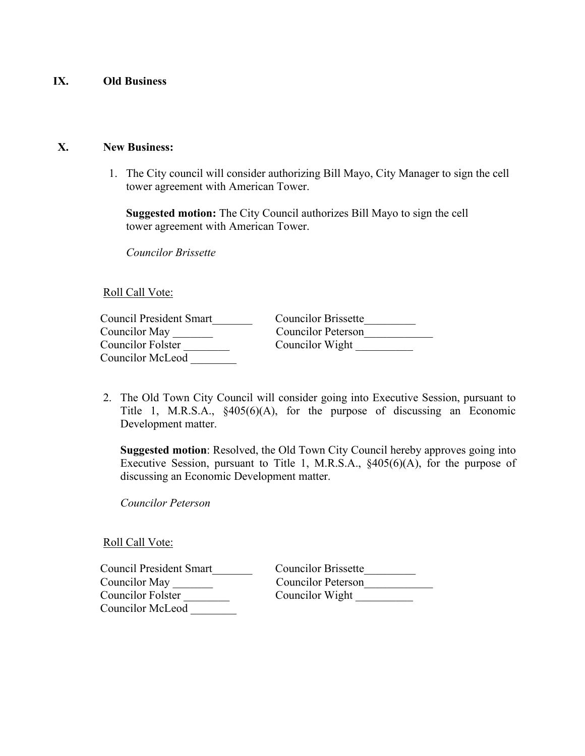## IX. Old Business

## X. New Business:

1. The City council will consider authorizing Bill Mayo, City Manager to sign the cell tower agreement with American Tower.

   **Suggested motion:** The City Council authorizes Bill Mayo to sign the cell tower agreement with American Tower.

   *Councilor Brissette*

Roll Call Vote:

Council President Smart_______  
Councilor May _______  
Councilor Folster ________  
Councilor McLeod ________  
Councilor Brissette_________  
Councilor Peterson____________  
Councilor Wight __________

2. The Old Town City Council will consider going into Executive Session, pursuant to Title 1, M.R.S.A., §405(6)(A), for the purpose of discussing an Economic Development matter.

   **Suggested motion**: Resolved, the Old Town City Council hereby approves going into Executive Session, pursuant to Title 1, M.R.S.A., §405(6)(A), for the purpose of discussing an Economic Development matter.

   *Councilor Peterson*

Roll Call Vote:

Council President Smart_______  
Councilor May _______  
Councilor Folster ________  
Councilor McLeod ________  
Councilor Brissette_________  
Councilor Peterson____________  
Councilor Wight __________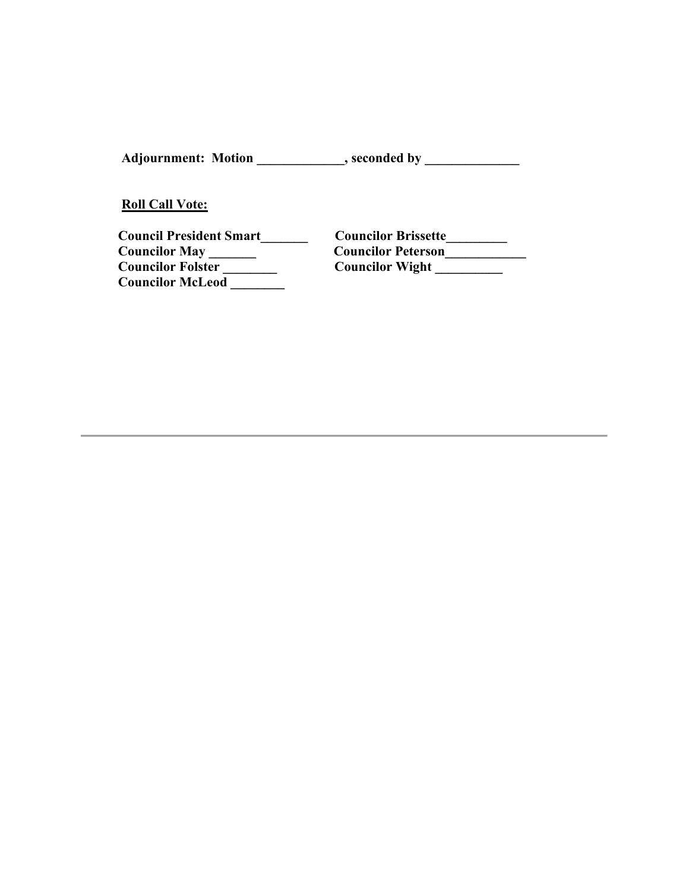**Adjournment: Motion \_\_\_\_\_\_\_\_\_\_\_\_\_, seconded by \_\_\_\_\_\_\_\_\_\_\_\_\_\_**

**<u>Roll Call Vote:</u>**

**Council President Smart\_\_\_\_\_\_\_**
**Councilor May \_\_\_\_\_\_\_**
**Councilor Folster \_\_\_\_\_\_\_\_**
**Councilor McLeod \_\_\_\_\_\_\_\_**
**Councilor Brissette\_\_\_\_\_\_\_\_\_**
**Councilor Peterson\_\_\_\_\_\_\_\_\_\_\_\_**
**Councilor Wight \_\_\_\_\_\_\_\_\_\_**

---